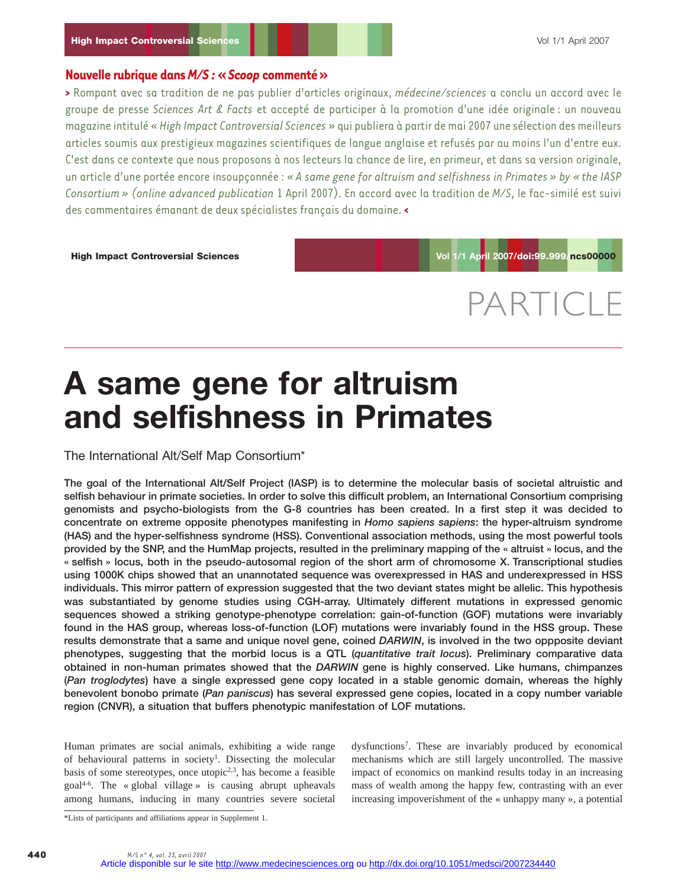## Nouvelle rubrique dans *M/S* : « *Scoop* commenté »

> Rompant avec sa tradition de ne pas publier d'articles originaux, *médecine/sciences* a conclu un accord avec le groupe de presse *Sciences Art & Facts* et accepté de participer à la promotion d'une idée originale : un nouveau magazine intitulé « *High Impact Controversial Sciences* » qui publiera à partir de mai 2007 une sélection des meilleurs articles soumis aux prestigieux magazines scientifiques de langue anglaise et refusés par au moins l'un d'entre eux. C'est dans ce contexte que nous proposons à nos lecteurs la chance de lire, en primeur, et dans sa version originale, un article d'une portée encore insoupçonnée : *« A same gene for altruism and selfishness in Primates » by « the IASP Consortium » (online advanced publication* 1 April 2007). En accord avec la tradition de *M/S*, le fac-similé est suivi des commentaires émanant de deux spécialistes français du domaine. <

**High Impact Controversial Sciences**

Vol 1/1 April 2007/doi:99.999/ncs00000

PARTICLE

# A same gene for altruism and selfishness in Primates

The International Alt/Self Map Consortium*

**The goal of the International Alt/Self Project (IASP) is to determine the molecular basis of societal altruistic and selfish behaviour in primate societies. In order to solve this difficult problem, an International Consortium comprising genomists and psycho-biologists from the G-8 countries has been created. In a first step it was decided to concentrate on extreme opposite phenotypes manifesting in *Homo sapiens sapiens*: the hyper-altruism syndrome (HAS) and the hyper-selfishness syndrome (HSS). Conventional association methods, using the most powerful tools provided by the SNP, and the HumMap projects, resulted in the preliminary mapping of the « altruist » locus, and the « selfish » locus, both in the pseudo-autosomal region of the short arm of chromosome X. Transcriptional studies using 1000K chips showed that an unannotated sequence was overexpressed in HAS and underexpressed in HSS individuals. This mirror pattern of expression suggested that the two deviant states might be allelic. This hypothesis was substantiated by genome studies using CGH-array. Ultimately different mutations in expressed genomic sequences showed a striking genotype-phenotype correlation: gain-of-function (GOF) mutations were invariably found in the HAS group, whereas loss-of-function (LOF) mutations were invariably found in the HSS group. These results demonstrate that a same and unique novel gene, coined *DARWIN*, is involved in the two oppposite deviant phenotypes, suggesting that the morbid locus is a QTL (*quantitative trait locus*). Preliminary comparative data obtained in non-human primates showed that the *DARWIN* gene is highly conserved. Like humans, chimpanzes (*Pan troglodytes*) have a single expressed gene copy located in a stable genomic domain, whereas the highly benevolent bonobo primate (*Pan paniscus*) has several expressed gene copies, located in a copy number variable region (CNVR), a situation that buffers phenotypic manifestation of LOF mutations.**

Human primates are social animals, exhibiting a wide range of behavioural patterns in society[1]. Dissecting the molecular basis of some stereotypes, once utopic[2,3], has become a feasible goal[4-6]. The « global village » is causing abrupt upheavals among humans, inducing in many countries severe societal dysfunctions[7]. These are invariably produced by economical mechanisms which are still largely uncontrolled. The massive impact of economics on mankind results today in an increasing mass of wealth among the happy few, contrasting with an ever increasing impoverishment of the « unhappy many », a potential

*Lists of participants and affiliations appear in Supplement 1.

Article disponible sur le site http://www.medecinesciences.org ou http://dx.doi.org/10.1051/medsci/2007234440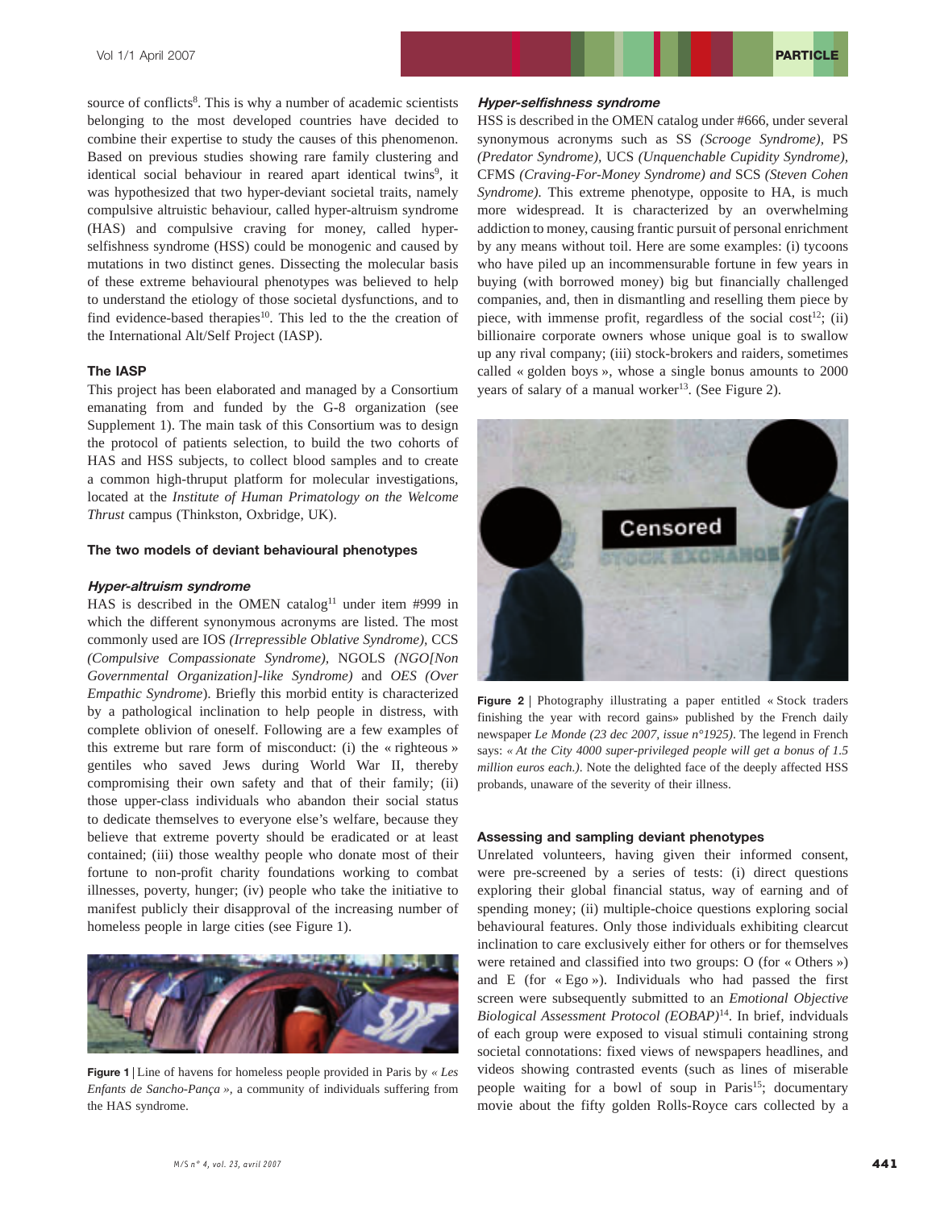source of conflicts[8]. This is why a number of academic scientists belonging to the most developed countries have decided to combine their expertise to study the causes of this phenomenon. Based on previous studies showing rare family clustering and identical social behaviour in reared apart identical twins[9], it was hypothesized that two hyper-deviant societal traits, namely compulsive altruistic behaviour, called hyper-altruism syndrome (HAS) and compulsive craving for money, called hyper-selfishness syndrome (HSS) could be monogenic and caused by mutations in two distinct genes. Dissecting the molecular basis of these extreme behavioural phenotypes was believed to help to understand the etiology of those societal dysfunctions, and to find evidence-based therapies[10]. This led to the creation of the International Alt/Self Project (IASP).

### The IASP

This project has been elaborated and managed by a Consortium emanating from and funded by the G-8 organization (see Supplement 1). The main task of this Consortium was to design the protocol of patients selection, to build the two cohorts of HAS and HSS subjects, to collect blood samples and to create a common high-thruput platform for molecular investigations, located at the *Institute of Human Primatology on the Welcome Thrust* campus (Thinkston, Oxbridge, UK).

### The two models of deviant behavioural phenotypes

#### *Hyper-altruism syndrome*

HAS is described in the OMEN catalog[11] under item #999 in which the different synonymous acronyms are listed. The most commonly used are IOS *(Irrepressible Oblative Syndrome)*, CCS *(Compulsive Compassionate Syndrome)*, NGOLS *(NGO[Non Governmental Organization]-like Syndrome)* and *OES (Over Empathic Syndrome*). Briefly this morbid entity is characterized by a pathological inclination to help people in distress, with complete oblivion of oneself. Following are a few examples of this extreme but rare form of misconduct: (i) the « righteous » gentiles who saved Jews during World War II, thereby compromising their own safety and that of their family; (ii) those upper-class individuals who abandon their social status to dedicate themselves to everyone else's welfare, because they believe that extreme poverty should be eradicated or at least contained; (iii) those wealthy people who donate most of their fortune to non-profit charity foundations working to combat illnesses, poverty, hunger; (iv) people who take the initiative to manifest publicly their disapproval of the increasing number of homeless people in large cities (see Figure 1).

**Figure 1** | Line of havens for homeless people provided in Paris by *« Les Enfants de Sancho-Pança »,* a community of individuals suffering from the HAS syndrome.

#### *Hyper-selfishness syndrome*

HSS is described in the OMEN catalog under #666, under several synonymous acronyms such as SS *(Scrooge Syndrome)*, PS *(Predator Syndrome)*, UCS *(Unquenchable Cupidity Syndrome)*, CFMS *(Craving-For-Money Syndrome) and* SCS *(Steven Cohen Syndrome)*. This extreme phenotype, opposite to HA, is much more widespread. It is characterized by an overwhelming addiction to money, causing frantic pursuit of personal enrichment by any means without toil. Here are some examples: (i) tycoons who have piled up an incommensurable fortune in few years in buying (with borrowed money) big but financially challenged companies, and, then in dismantling and reselling them piece by piece, with immense profit, regardless of the social cost[12]; (ii) billionaire corporate owners whose unique goal is to swallow up any rival company; (iii) stock-brokers and raiders, sometimes called « golden boys », whose a single bonus amounts to 2000 years of salary of a manual worker[13]. (See Figure 2).

**Figure 2** | Photography illustrating a paper entitled « Stock traders finishing the year with record gains» published by the French daily newspaper *Le Monde (23 dec 2007, issue n°1925)*. The legend in French says: *« At the City 4000 super-privileged people will get a bonus of 1.5 million euros each.)*. Note the delighted face of the deeply affected HSS probands, unaware of the severity of their illness.

### Assessing and sampling deviant phenotypes

Unrelated volunteers, having given their informed consent, were pre-screened by a series of tests: (i) direct questions exploring their global financial status, way of earning and of spending money; (ii) multiple-choice questions exploring social behavioural features. Only those individuals exhibiting clearcut inclination to care exclusively either for others or for themselves were retained and classified into two groups: O (for « Others ») and E (for « Ego »). Individuals who had passed the first screen were subsequently submitted to an *Emotional Objective Biological Assessment Protocol (EOBAP)*[14]. In brief, individuals of each group were exposed to visual stimuli containing strong societal connotations: fixed views of newspapers headlines, and videos showing contrasted events (such as lines of miserable people waiting for a bowl of soup in Paris[15]; documentary movie about the fifty golden Rolls-Royce cars collected by a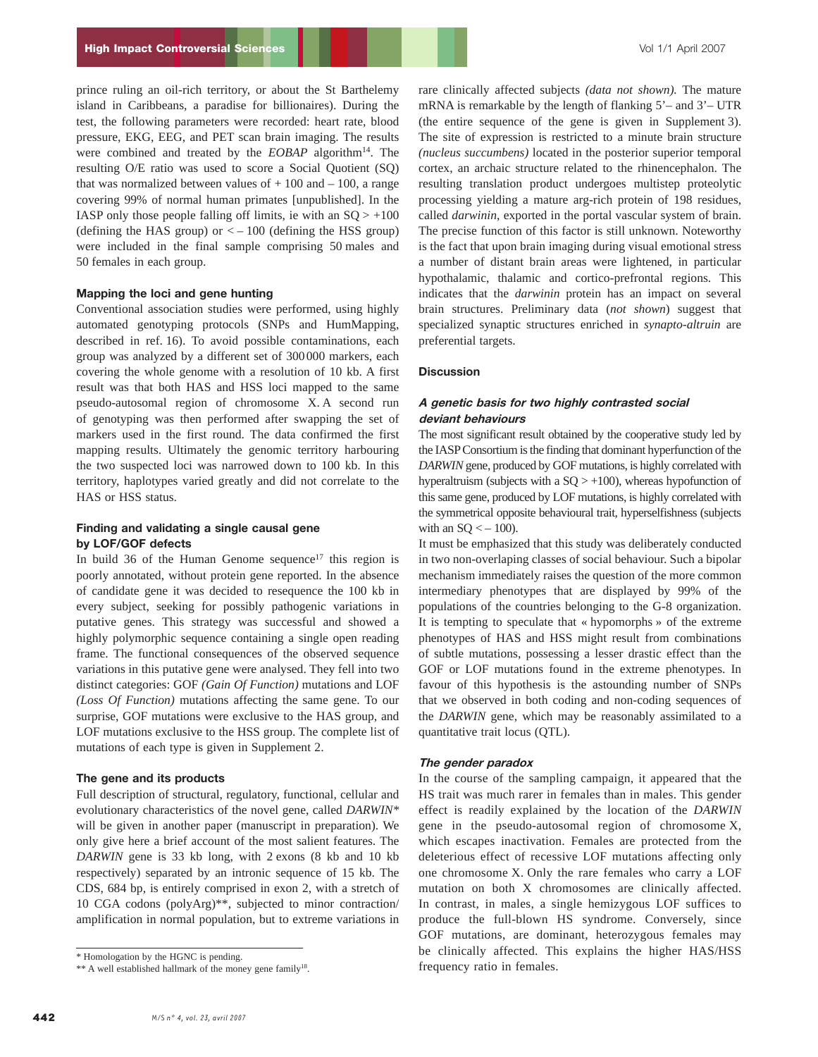prince ruling an oil-rich territory, or about the St Barthelemy island in Caribbeans, a paradise for billionaires). During the test, the following parameters were recorded: heart rate, blood pressure, EKG, EEG, and PET scan brain imaging. The results were combined and treated by the *EOBAP* algorithm[14]. The resulting O/E ratio was used to score a Social Quotient (SQ) that was normalized between values of + 100 and – 100, a range covering 99% of normal human primates [unpublished]. In the IASP only those people falling off limits, ie with an SQ > +100 (defining the HAS group) or < – 100 (defining the HSS group) were included in the final sample comprising 50 males and 50 females in each group.

### Mapping the loci and gene hunting

Conventional association studies were performed, using highly automated genotyping protocols (SNPs and HumMapping, described in ref. 16). To avoid possible contaminations, each group was analyzed by a different set of 300 000 markers, each covering the whole genome with a resolution of 10 kb. A first result was that both HAS and HSS loci mapped to the same pseudo-autosomal region of chromosome X. A second run of genotyping was then performed after swapping the set of markers used in the first round. The data confirmed the first mapping results. Ultimately the genomic territory harbouring the two suspected loci was narrowed down to 100 kb. In this territory, haplotypes varied greatly and did not correlate to the HAS or HSS status.

### Finding and validating a single causal gene by LOF/GOF defects

In build 36 of the Human Genome sequence[17] this region is poorly annotated, without protein gene reported. In the absence of candidate gene it was decided to resequence the 100 kb in every subject, seeking for possibly pathogenic variations in putative genes. This strategy was successful and showed a highly polymorphic sequence containing a single open reading frame. The functional consequences of the observed sequence variations in this putative gene were analysed. They fell into two distinct categories: GOF *(Gain Of Function)* mutations and LOF *(Loss Of Function)* mutations affecting the same gene. To our surprise, GOF mutations were exclusive to the HAS group, and LOF mutations exclusive to the HSS group. The complete list of mutations of each type is given in Supplement 2.

### The gene and its products

Full description of structural, regulatory, functional, cellular and evolutionary characteristics of the novel gene, called *DARWIN*\* will be given in another paper (manuscript in preparation). We only give here a brief account of the most salient features. The *DARWIN* gene is 33 kb long, with 2 exons (8 kb and 10 kb respectively) separated by an intronic sequence of 15 kb. The CDS, 684 bp, is entirely comprised in exon 2, with a stretch of 10 CGA codons (polyArg)\*\*, subjected to minor contraction/amplification in normal population, but to extreme variations in rare clinically affected subjects *(data not shown).* The mature mRNA is remarkable by the length of flanking 5'– and 3'– UTR (the entire sequence of the gene is given in Supplement 3). The site of expression is restricted to a minute brain structure *(nucleus succumbens)* located in the posterior superior temporal cortex, an archaic structure related to the rhinencephalon. The resulting translation product undergoes multistep proteolytic processing yielding a mature arg-rich protein of 198 residues, called *darwinin*, exported in the portal vascular system of brain. The precise function of this factor is still unknown. Noteworthy is the fact that upon brain imaging during visual emotional stress a number of distant brain areas were lightened, in particular hypothalamic, thalamic and cortico-prefrontal regions. This indicates that the *darwinin* protein has an impact on several brain structures. Preliminary data (*not shown*) suggest that specialized synaptic structures enriched in *synapto-altruin* are preferential targets.

\* Homologation by the HGNC is pending.

\*\* A well established hallmark of the money gene family[18].

## Discussion

### *A genetic basis for two highly contrasted social deviant behaviours*

The most significant result obtained by the cooperative study led by the IASP Consortium is the finding that dominant hyperfunction of the *DARWIN* gene, produced by GOF mutations, is highly correlated with hyperaltruism (subjects with a SQ > +100), whereas hypofunction of this same gene, produced by LOF mutations, is highly correlated with the symmetrical opposite behavioural trait, hyperselfishness (subjects with an SQ < – 100).

It must be emphasized that this study was deliberately conducted in two non-overlaping classes of social behaviour. Such a bipolar mechanism immediately raises the question of the more common intermediary phenotypes that are displayed by 99% of the populations of the countries belonging to the G-8 organization. It is tempting to speculate that « hypomorphs » of the extreme phenotypes of HAS and HSS might result from combinations of subtle mutations, possessing a lesser drastic effect than the GOF or LOF mutations found in the extreme phenotypes. In favour of this hypothesis is the astounding number of SNPs that we observed in both coding and non-coding sequences of the *DARWIN* gene, which may be reasonably assimilated to a quantitative trait locus (QTL).

### *The gender paradox*

In the course of the sampling campaign, it appeared that the HS trait was much rarer in females than in males. This gender effect is readily explained by the location of the *DARWIN* gene in the pseudo-autosomal region of chromosome X, which escapes inactivation. Females are protected from the deleterious effect of recessive LOF mutations affecting only one chromosome X. Only the rare females who carry a LOF mutation on both X chromosomes are clinically affected. In contrast, in males, a single hemizygous LOF suffices to produce the full-blown HS syndrome. Conversely, since GOF mutations, are dominant, heterozygous females may be clinically affected. This explains the higher HAS/HSS frequency ratio in females.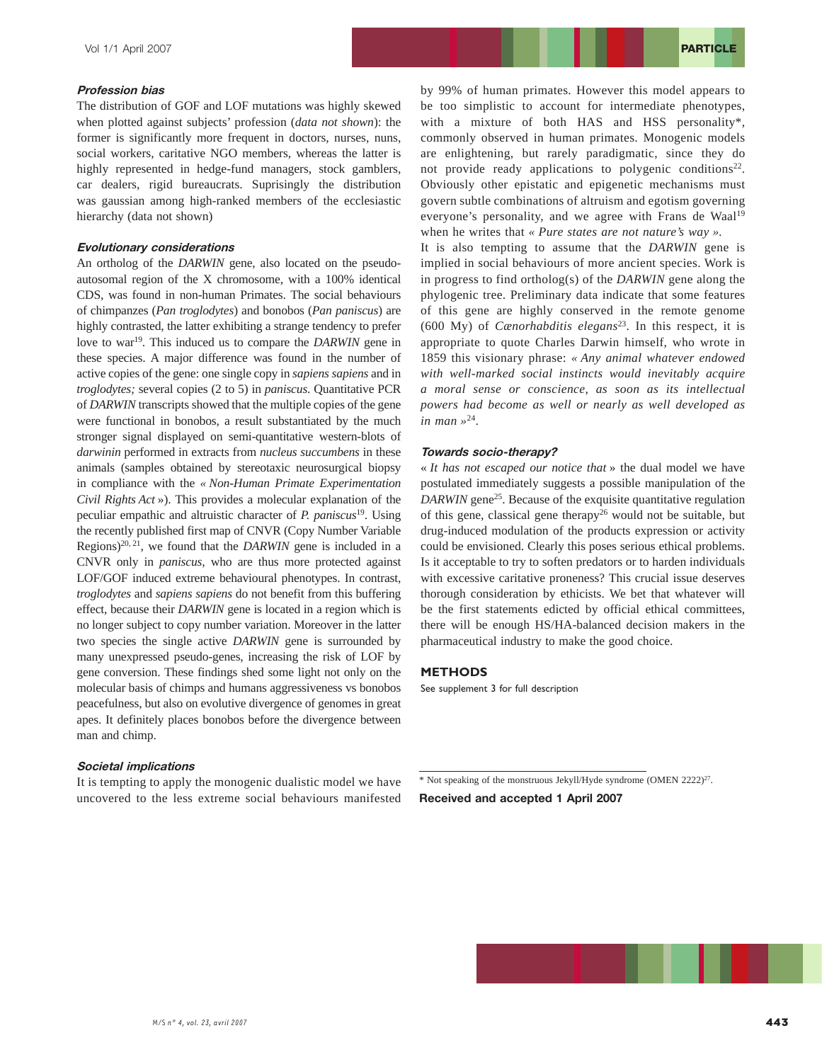### *Profession bias*

The distribution of GOF and LOF mutations was highly skewed when plotted against subjects' profession (*data not shown*): the former is significantly more frequent in doctors, nurses, nuns, social workers, caritative NGO members, whereas the latter is highly represented in hedge-fund managers, stock gamblers, car dealers, rigid bureaucrats. Suprisingly the distribution was gaussian among high-ranked members of the ecclesiastic hierarchy (data not shown)

### *Evolutionary considerations*

An ortholog of the *DARWIN* gene, also located on the pseudo-autosomal region of the X chromosome, with a 100% identical CDS, was found in non-human Primates. The social behaviours of chimpanzes (*Pan troglodytes*) and bonobos (*Pan paniscus*) are highly contrasted, the latter exhibiting a strange tendency to prefer love to war[19]. This induced us to compare the *DARWIN* gene in these species. A major difference was found in the number of active copies of the gene: one single copy in *sapiens sapiens* and in *troglodytes;* several copies (2 to 5) in *paniscus.* Quantitative PCR of *DARWIN* transcripts showed that the multiple copies of the gene were functional in bonobos, a result substantiated by the much stronger signal displayed on semi-quantitative western-blots of *darwinin* performed in extracts from *nucleus succumbens* in these animals (samples obtained by stereotaxic neurosurgical biopsy in compliance with the *« Non-Human Primate Experimentation Civil Rights Act* »). This provides a molecular explanation of the peculiar empathic and altruistic character of *P. paniscus*[19]. Using the recently published first map of CNVR (Copy Number Variable Regions)[20, 21], we found that the *DARWIN* gene is included in a CNVR only in *paniscus,* who are thus more protected against LOF/GOF induced extreme behavioural phenotypes. In contrast, *troglodytes* and *sapiens sapiens* do not benefit from this buffering effect, because their *DARWIN* gene is located in a region which is no longer subject to copy number variation. Moreover in the latter two species the single active *DARWIN* gene is surrounded by many unexpressed pseudo-genes, increasing the risk of LOF by gene conversion. These findings shed some light not only on the molecular basis of chimps and humans aggressiveness vs bonobos peacefulness, but also on evolutive divergence of genomes in great apes. It definitely places bonobos before the divergence between man and chimp.

### *Societal implications*

It is tempting to apply the monogenic dualistic model we have uncovered to the less extreme social behaviours manifested by 99% of human primates. However this model appears to be too simplistic to account for intermediate phenotypes, with a mixture of both HAS and HSS personality*, commonly observed in human primates. Monogenic models are enlightening, but rarely paradigmatic, since they do not provide ready applications to polygenic conditions[22]. Obviously other epistatic and epigenetic mechanisms must govern subtle combinations of altruism and egotism governing everyone's personality, and we agree with Frans de Waal[19] when he writes that *« Pure states are not nature's way ».*

It is also tempting to assume that the *DARWIN* gene is implied in social behaviours of more ancient species. Work is in progress to find ortholog(s) of the *DARWIN* gene along the phylogenic tree. Preliminary data indicate that some features of this gene are highly conserved in the remote genome (600 My) of *Cænorhabditis elegans*[23]. In this respect, it is appropriate to quote Charles Darwin himself, who wrote in 1859 this visionary phrase: *« Any animal whatever endowed with well-marked social instincts would inevitably acquire a moral sense or conscience, as soon as its intellectual powers had become as well or nearly as well developed as in man »*[24].

### *Towards socio-therapy?*

« *It has not escaped our notice that* » the dual model we have postulated immediately suggests a possible manipulation of the *DARWIN* gene[25]. Because of the exquisite quantitative regulation of this gene, classical gene therapy[26] would not be suitable, but drug-induced modulation of the products expression or activity could be envisioned. Clearly this poses serious ethical problems. Is it acceptable to try to soften predators or to harden individuals with excessive caritative proneness? This crucial issue deserves thorough consideration by ethicists. We bet that whatever will be the first statements edicted by official ethical committees, there will be enough HS/HA-balanced decision makers in the pharmaceutical industry to make the good choice.

## METHODS

See supplement 3 for full description

* Not speaking of the monstruous Jekyll/Hyde syndrome (OMEN 2222)[27].

**Received and accepted 1 April 2007**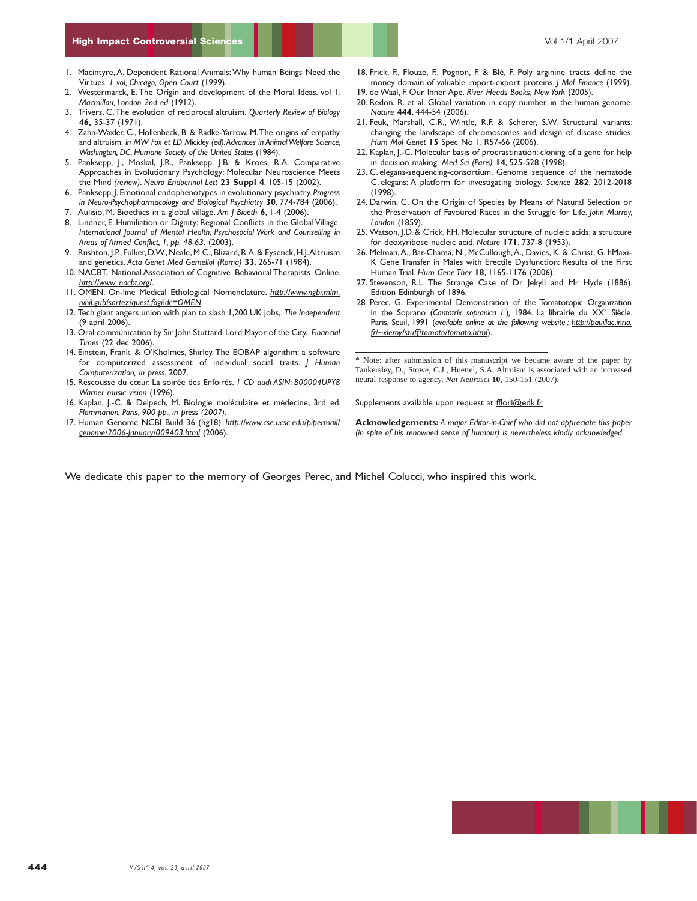1. Macintyre, A. Dependent Rational Animals: Why human Beings Need the Virtues. *1 vol, Chicago, Open Court* (1999).
2. Westermarck, E. The Origin and development of the Moral Ideas. vol 1. *Macmillan, London 2nd ed* (1912).
3. Trivers, C. The evolution of reciprocal altruism. *Quarterly Review of Biology* **46,** 35-37 (1971).
4. Zahn-Waxler, C., Hollenbeck, B. & Radke-Yarrow, M. The origins of empathy and altruism. *in MW Fox et LD Mickley (ed): Advances in Animal Welfare Science, Washington, DC, Humane Society of the United States* (1984).
5. Panksepp, J., Moskal, J.R., Panksepp, J.B. & Kroes, R.A. Comparative Approaches in Evolutionary Psychology: Molecular Neuroscience Meets the Mind *(review)*. *Neuro Endocrinol Lett* **23 Suppl 4**, 105-15 (2002).
6. Panksepp, J. Emotional endophenotypes in evolutionary psychiatry. *Progress in Neuro-Psychopharmacology and Biological Psychiatry* **30**, 774-784 (2006).
7. Aulisio, M. Bioethics in a global village. *Am J Bioeth* **6**, 1-4 (2006).
8. Lindner, E. Humiliation or Dignity: Regional Conflicts in the Global Village. *International Journal of Mental Health, Psychosocial Work and Counselling in Areas of Armed Conflict, 1, pp. 48-63.* (2003).
9. Rushton, J.P., Fulker, D.W., Neale, M.C., Blizard, R.A. & Eysenck, H.J. Altruism and genetics. *Acta Genet Med Gemellol (Roma)* **33**, 265-71 (1984).
10. NACBT. National Association of Cognitive Behavioral Therapists Online. http://www. nacbt.org/.
11. OMEN. On-line Medical Ethological Nomenclature. http://www.ngbi.mlm.nihil.gub/sortez/quest.fogi!dc=OMEN.
12. Tech giant angers union with plan to slash 1,200 UK jobs,. *The Independent* (9 april 2006).
13. Oral communication by Sir John Stuttard, Lord Mayor of the City. *Financial Times* (22 dec 2006).
14. Einstein, Frank. & O'Kholmes, Shirley. The EOBAP algorithm: a software for computerized assessment of individual social traits. *J Human Computerization, in press*, 2007.
15. Rescousse du cœur. La soirée des Enfoirés. *1 CD audi ASIN: B00004UPY8 Warner music vision* (1996).
16. Kaplan, J.-C. & Delpech, M. Biologie moléculaire et médecine, 3rd ed. *Flammarion, Paris, 900 pp., in press (2007).*
17. Human Genome NCBI Build 36 (hg18). http://www.cse.ucsc.edu/pipermail/genome/2006-January/009403.html (2006).
18. Frick, F., Flouze, F., Pognon, F. & Blé, F. Poly arginine tracts define the money domain of valuable import-export proteins. *J Mol. Finance* (1999).
19. de Waal, F. Our Inner Ape. *River Heads Books, New York* (2005).
20. Redon, R. et al. Global variation in copy number in the human genome. *Nature* **444**, 444-54 (2006).
21. Feuk, Marshall, C.R., Wintle, R.F. & Scherer, S.W. Structural variants: changing the landscape of chromosomes and design of disease studies. *Hum Mol Genet* **15** Spec No 1, R57-66 (2006).
22. Kaplan, J.-C. Molecular basis of procrastination: cloning of a gene for help in decision making. *Med Sci (Paris)* **14**, 525-528 (1998).
23. C. elegans-sequencing-consortium. Genome sequence of the nematode C. elegans: A platform for investigating biology. *Science* **282**, 2012-2018 (1998).
24. Darwin, C. On the Origin of Species by Means of Natural Selection or the Preservation of Favoured Races in the Struggle for Life. *John Murray, London* (1859).
25. Watson, J.D. & Crick, F.H. Molecular structure of nucleic acids; a structure for deoxyribose nucleic acid. *Nature* **171**, 737-8 (1953).
26. Melman, A., Bar-Chama, N., McCullough, A., Davies, K. & Christ, G. hMaxi-K Gene Transfer in Males with Erectile Dysfunction: Results of the First Human Trial. *Hum Gene Ther* **18**, 1165-1176 (2006).
27. Stevenson, R.L. The Strange Case of Dr Jekyll and Mr Hyde (1886). Edition Edinburgh of 1896.
28. Perec, G. Experimental Demonstration of the Tomatotopic Organization in the Soprano (*Cantatrix sopranica L.*), 1984. La librairie du XX[e] Siècle. Paris, Seuil, 1991 (*available online at the following website :* http://pauillac.inria.fr/~xleroy/stuff/tomato/tomato.html).

* Note: after submission of this manuscript we became aware of the paper by Tankersley, D., Stowe, C.J., Huettel, S.A. Altruism is associated with an increased neural response to agency. *Nat Neurosci* **10**, 150-151 (2007).

Supplements available upon request at fflori@edk.fr

**Acknowledgements:** *A major Editor-in-Chief who did not appreciate this paper (in spite of his renowned sense of humour) is nevertheless kindly acknowledged.*

We dedicate this paper to the memory of Georges Perec, and Michel Colucci, who inspired this work.